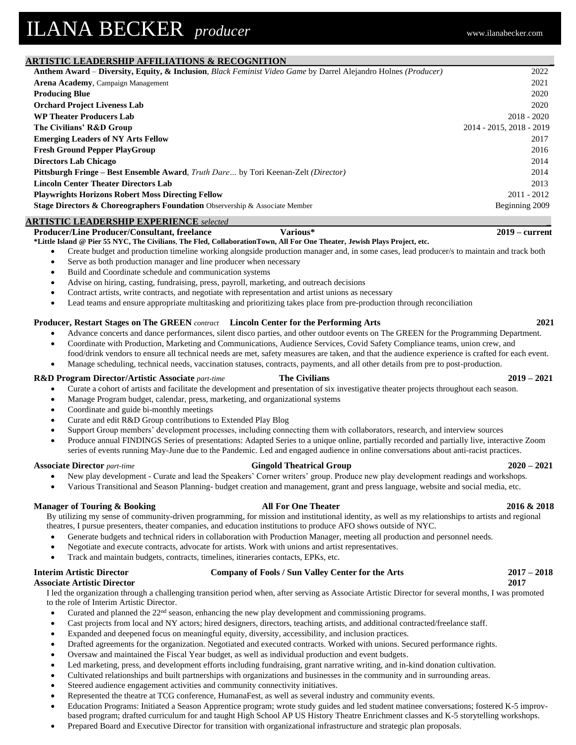# ILANA BECKER *producer*

www.ilanabecker.com

## ARTISTIC LEADERSHIP AFFILIATIONS & RECOGNITION

| | |
|---|---|
| **Anthem Award – Diversity, Equity, & Inclusion**, *Black Feminist Video Game* by Darrel Alejandro Holnes *(Producer)* | 2022 |
| **Arena Academy**, Campaign Management | 2021 |
| **Producing Blue** | 2020 |
| **Orchard Project Liveness Lab** | 2020 |
| **WP Theater Producers Lab** | 2018 - 2020 |
| **The Civilians' R&D Group** | 2014 - 2015, 2018 - 2019 |
| **Emerging Leaders of NY Arts Fellow** | 2017 |
| **Fresh Ground Pepper PlayGroup** | 2016 |
| **Directors Lab Chicago** | 2014 |
| **Pittsburgh Fringe – Best Ensemble Award**, *Truth Dare…* by Tori Keenan-Zelt *(Director)* | 2014 |
| **Lincoln Center Theater Directors Lab** | 2013 |
| **Playwrights Horizons Robert Moss Directing Fellow** | 2011 - 2012 |
| **Stage Directors & Choreographers Foundation** Observership & Associate Member | Beginning 2009 |

## ARTISTIC LEADERSHIP EXPERIENCE *selected*

**Producer/Line Producer/Consultant, freelance** — **Various*** — **2019 – current**

***Little Island @ Pier 55 NYC, The Civilians, The Fled, CollaborationTown, All For One Theater, Jewish Plays Project, etc.**

- Create budget and production timeline working alongside production manager and, in some cases, lead producer/s to maintain and track both
- Serve as both production manager and line producer when necessary
- Build and Coordinate schedule and communication systems
- Advise on hiring, casting, fundraising, press, payroll, marketing, and outreach decisions
- Contract artists, write contracts, and negotiate with representation and artist unions as necessary
- Lead teams and ensure appropriate multitasking and prioritizing takes place from pre-production through reconciliation

**Producer, Restart Stages on The GREEN** *contract* — **Lincoln Center for the Performing Arts** — **2021**

- Advance concerts and dance performances, silent disco parties, and other outdoor events on The GREEN for the Programming Department.
- Coordinate with Production, Marketing and Communications, Audience Services, Covid Safety Compliance teams, union crew, and food/drink vendors to ensure all technical needs are met, safety measures are taken, and that the audience experience is crafted for each event.
- Manage scheduling, technical needs, vaccination statuses, contracts, payments, and all other details from pre to post-production.

**R&D Program Director/Artistic Associate** *part-time* — **The Civilians** — **2019 – 2021**

- Curate a cohort of artists and facilitate the development and presentation of six investigative theater projects throughout each season.
- Manage Program budget, calendar, press, marketing, and organizational systems
- Coordinate and guide bi-monthly meetings
- Curate and edit R&D Group contributions to Extended Play Blog
- Support Group members' development processes, including connecting them with collaborators, research, and interview sources
- Produce annual FINDINGS Series of presentations: Adapted Series to a unique online, partially recorded and partially live, interactive Zoom series of events running May-June due to the Pandemic. Led and engaged audience in online conversations about anti-racist practices.

**Associate Director** *part-time* — **Gingold Theatrical Group** — **2020 – 2021**

- New play development - Curate and lead the Speakers' Corner writers' group. Produce new play development readings and workshops.
- Various Transitional and Season Planning- budget creation and management, grant and press language, website and social media, etc.

**Manager of Touring & Booking** — **All For One Theater** — **2016 & 2018**

By utilizing my sense of community-driven programming, for mission and institutional identity, as well as my relationships to artists and regional theatres, I pursue presenters, theater companies, and education institutions to produce AFO shows outside of NYC.

- Generate budgets and technical riders in collaboration with Production Manager, meeting all production and personnel needs.
- Negotiate and execute contracts, advocate for artists. Work with unions and artist representatives.
- Track and maintain budgets, contracts, timelines, itineraries contacts, EPKs, etc.

**Interim Artistic Director** — **Company of Fools / Sun Valley Center for the Arts** — **2017 – 2018**
**Associate Artistic Director** — **2017**

I led the organization through a challenging transition period when, after serving as Associate Artistic Director for several months, I was promoted to the role of Interim Artistic Director.

- Curated and planned the 22nd season, enhancing the new play development and commissioning programs.
- Cast projects from local and NY actors; hired designers, directors, teaching artists, and additional contracted/freelance staff.
- Expanded and deepened focus on meaningful equity, diversity, accessibility, and inclusion practices.
- Drafted agreements for the organization. Negotiated and executed contracts. Worked with unions. Secured performance rights.
- Oversaw and maintained the Fiscal Year budget, as well as individual production and event budgets.
- Led marketing, press, and development efforts including fundraising, grant narrative writing, and in-kind donation cultivation.
- Cultivated relationships and built partnerships with organizations and businesses in the community and in surrounding areas.
- Steered audience engagement activities and community connectivity initiatives.
- Represented the theatre at TCG conference, HumanaFest, as well as several industry and community events.
- Education Programs: Initiated a Season Apprentice program; wrote study guides and led student matinee conversations; fostered K-5 improv-based program; drafted curriculum for and taught High School AP US History Theatre Enrichment classes and K-5 storytelling workshops.
- Prepared Board and Executive Director for transition with organizational infrastructure and strategic plan proposals.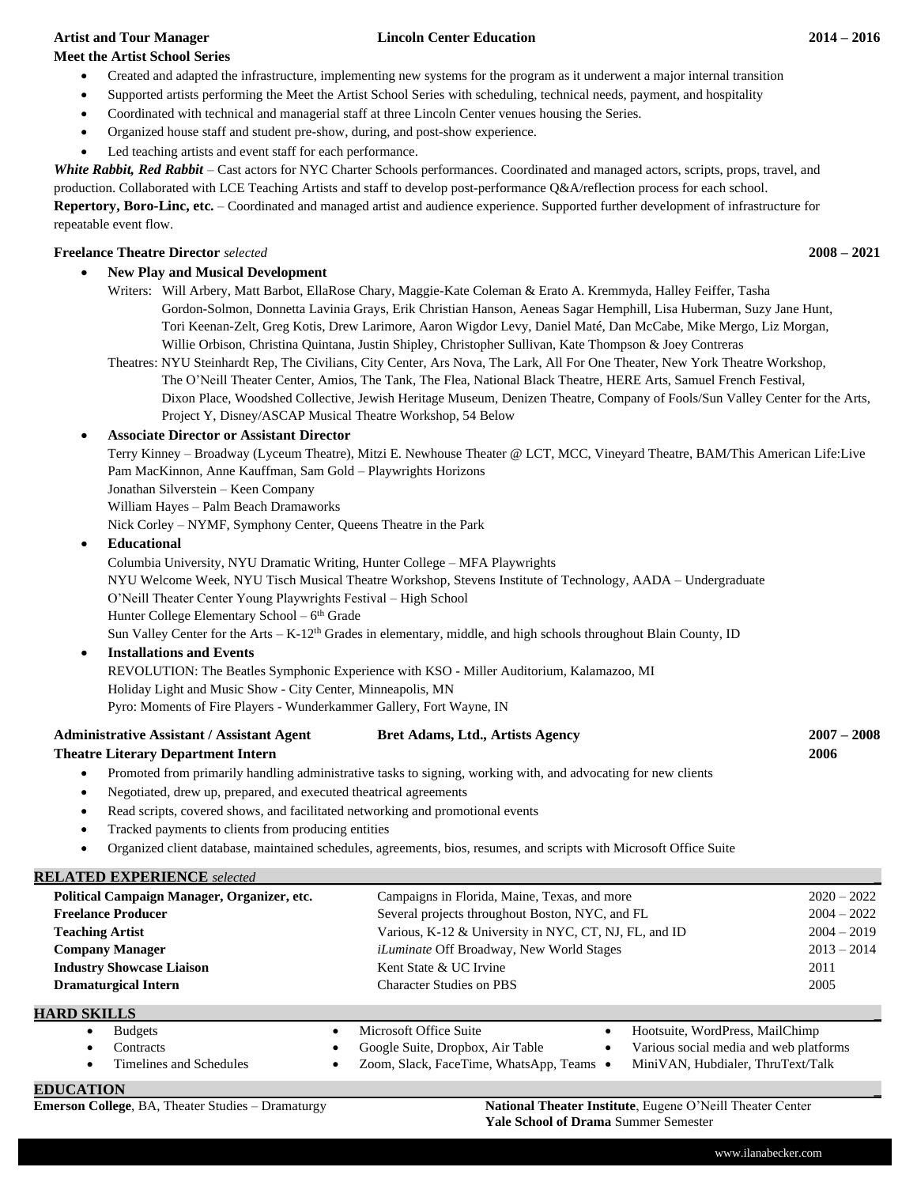**Artist and Tour Manager** **Lincoln Center Education** **2014 – 2016**
**Meet the Artist School Series**

- Created and adapted the infrastructure, implementing new systems for the program as it underwent a major internal transition
- Supported artists performing the Meet the Artist School Series with scheduling, technical needs, payment, and hospitality
- Coordinated with technical and managerial staff at three Lincoln Center venues housing the Series.
- Organized house staff and student pre-show, during, and post-show experience.
- Led teaching artists and event staff for each performance.

***White Rabbit, Red Rabbit*** – Cast actors for NYC Charter Schools performances. Coordinated and managed actors, scripts, props, travel, and production. Collaborated with LCE Teaching Artists and staff to develop post-performance Q&A/reflection process for each school.
**Repertory, Boro-Linc, etc.** – Coordinated and managed artist and audience experience. Supported further development of infrastructure for repeatable event flow.

**Freelance Theatre Director** *selected* **2008 – 2021**

- **New Play and Musical Development**
  Writers: Will Arbery, Matt Barbot, EllaRose Chary, Maggie-Kate Coleman & Erato A. Kremmyda, Halley Feiffer, Tasha Gordon-Solmon, Donnetta Lavinia Grays, Erik Christian Hanson, Aeneas Sagar Hemphill, Lisa Huberman, Suzy Jane Hunt, Tori Keenan-Zelt, Greg Kotis, Drew Larimore, Aaron Wigdor Levy, Daniel Maté, Dan McCabe, Mike Mergo, Liz Morgan, Willie Orbison, Christina Quintana, Justin Shipley, Christopher Sullivan, Kate Thompson & Joey Contreras
  Theatres: NYU Steinhardt Rep, The Civilians, City Center, Ars Nova, The Lark, All For One Theater, New York Theatre Workshop, The O'Neill Theater Center, Amios, The Tank, The Flea, National Black Theatre, HERE Arts, Samuel French Festival, Dixon Place, Woodshed Collective, Jewish Heritage Museum, Denizen Theatre, Company of Fools/Sun Valley Center for the Arts, Project Y, Disney/ASCAP Musical Theatre Workshop, 54 Below
- **Associate Director or Assistant Director**
  Terry Kinney – Broadway (Lyceum Theatre), Mitzi E. Newhouse Theater @ LCT, MCC, Vineyard Theatre, BAM/This American Life:Live
  Pam MacKinnon, Anne Kauffman, Sam Gold – Playwrights Horizons
  Jonathan Silverstein – Keen Company
  William Hayes – Palm Beach Dramaworks
  Nick Corley – NYMF, Symphony Center, Queens Theatre in the Park
- **Educational**
  Columbia University, NYU Dramatic Writing, Hunter College – MFA Playwrights
  NYU Welcome Week, NYU Tisch Musical Theatre Workshop, Stevens Institute of Technology, AADA – Undergraduate
  O'Neill Theater Center Young Playwrights Festival – High School
  Hunter College Elementary School – 6th Grade
  Sun Valley Center for the Arts – K-12th Grades in elementary, middle, and high schools throughout Blain County, ID
- **Installations and Events**
  REVOLUTION: The Beatles Symphonic Experience with KSO - Miller Auditorium, Kalamazoo, MI
  Holiday Light and Music Show - City Center, Minneapolis, MN
  Pyro: Moments of Fire Players - Wunderkammer Gallery, Fort Wayne, IN

**Administrative Assistant / Assistant Agent** **Bret Adams, Ltd., Artists Agency** **2007 – 2008**
**Theatre Literary Department Intern** **2006**

- Promoted from primarily handling administrative tasks to signing, working with, and advocating for new clients
- Negotiated, drew up, prepared, and executed theatrical agreements
- Read scripts, covered shows, and facilitated networking and promotional events
- Tracked payments to clients from producing entities
- Organized client database, maintained schedules, agreements, bios, resumes, and scripts with Microsoft Office Suite

## RELATED EXPERIENCE *selected*

| | | |
|---|---|---|
| **Political Campaign Manager, Organizer, etc.** | Campaigns in Florida, Maine, Texas, and more | 2020 – 2022 |
| **Freelance Producer** | Several projects throughout Boston, NYC, and FL | 2004 – 2022 |
| **Teaching Artist** | Various, K-12 & University in NYC, CT, NJ, FL, and ID | 2004 – 2019 |
| **Company Manager** | *iLuminate* Off Broadway, New World Stages | 2013 – 2014 |
| **Industry Showcase Liaison** | Kent State & UC Irvine | 2011 |
| **Dramaturgical Intern** | Character Studies on PBS | 2005 |

## HARD SKILLS

- Budgets
- Contracts
- Timelines and Schedules
- Microsoft Office Suite
- Google Suite, Dropbox, Air Table
- Zoom, Slack, FaceTime, WhatsApp, Teams
- Hootsuite, WordPress, MailChimp
- Various social media and web platforms
- MiniVAN, Hubdialer, ThruText/Talk

## EDUCATION

**Emerson College**, BA, Theater Studies – Dramaturgy

**National Theater Institute**, Eugene O'Neill Theater Center
**Yale School of Drama** Summer Semester

www.ilanabecker.com